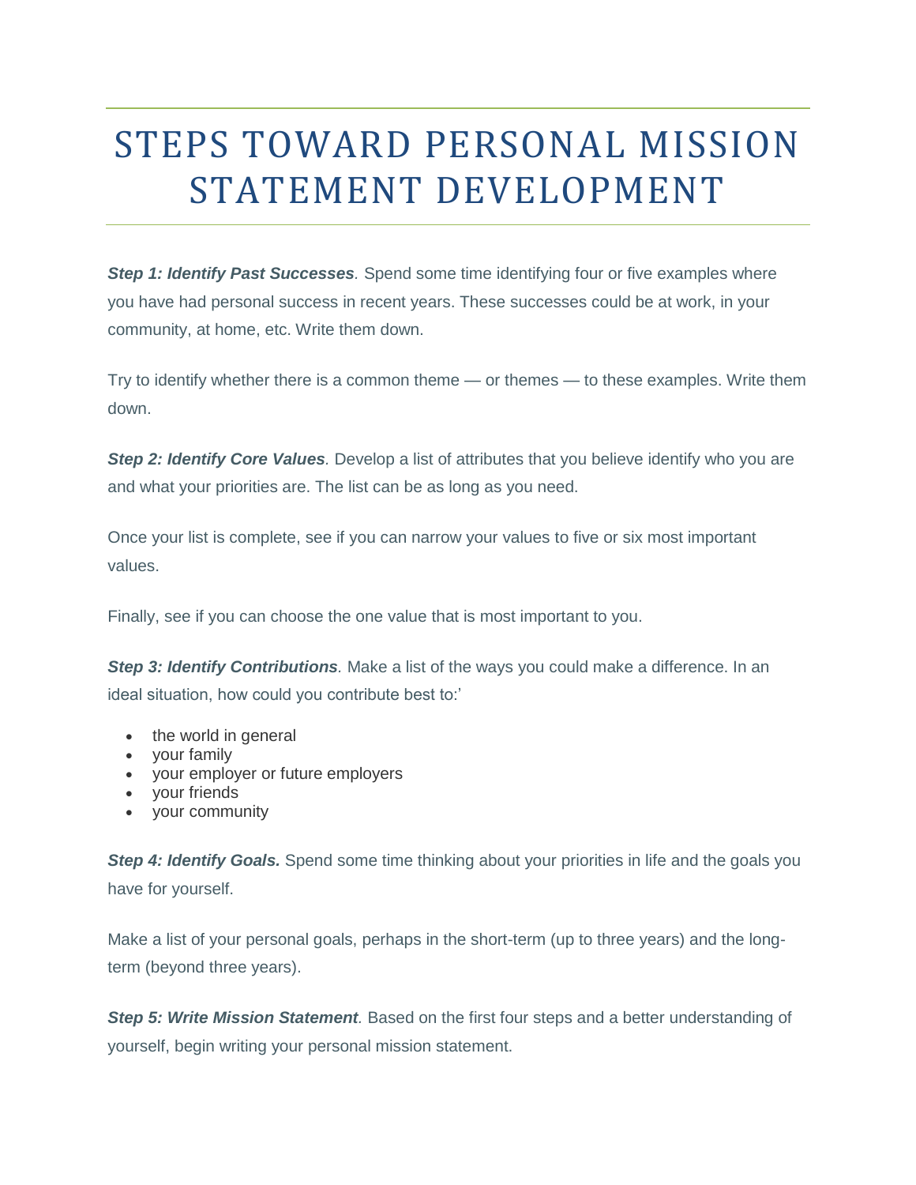# STEPS TOWARD PERSONAL MISSION STATEMENT DEVELOPMENT

***Step 1: Identify Past Successes****.* Spend some time identifying four or five examples where you have had personal success in recent years. These successes could be at work, in your community, at home, etc. Write them down.

Try to identify whether there is a common theme — or themes — to these examples. Write them down.

***Step 2: Identify Core Values****.* Develop a list of attributes that you believe identify who you are and what your priorities are. The list can be as long as you need.

Once your list is complete, see if you can narrow your values to five or six most important values.

Finally, see if you can choose the one value that is most important to you.

***Step 3: Identify Contributions****.* Make a list of the ways you could make a difference. In an ideal situation, how could you contribute best to:'

- the world in general
- your family
- your employer or future employers
- your friends
- your community

***Step 4: Identify Goals.*** Spend some time thinking about your priorities in life and the goals you have for yourself.

Make a list of your personal goals, perhaps in the short-term (up to three years) and the long-term (beyond three years).

***Step 5: Write Mission Statement****.* Based on the first four steps and a better understanding of yourself, begin writing your personal mission statement.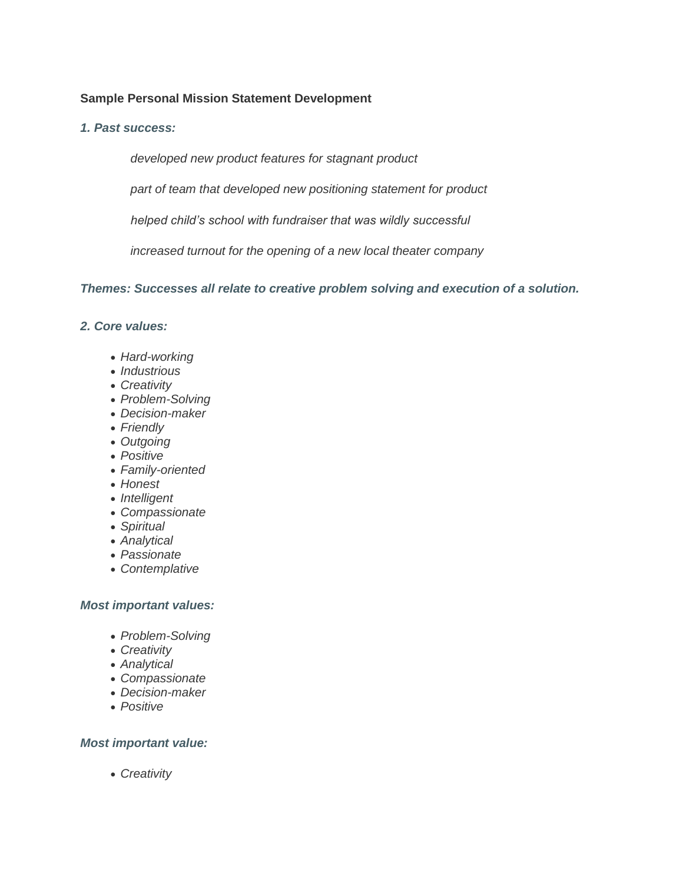**Sample Personal Mission Statement Development**

***1. Past success:***

*developed new product features for stagnant product*

*part of team that developed new positioning statement for product*

*helped child's school with fundraiser that was wildly successful*

*increased turnout for the opening of a new local theater company*

***Themes: Successes all relate to creative problem solving and execution of a solution.***

***2. Core values:***

- *Hard-working*
- *Industrious*
- *Creativity*
- *Problem-Solving*
- *Decision-maker*
- *Friendly*
- *Outgoing*
- *Positive*
- *Family-oriented*
- *Honest*
- *Intelligent*
- *Compassionate*
- *Spiritual*
- *Analytical*
- *Passionate*
- *Contemplative*

***Most important values:***

- *Problem-Solving*
- *Creativity*
- *Analytical*
- *Compassionate*
- *Decision-maker*
- *Positive*

***Most important value:***

- *Creativity*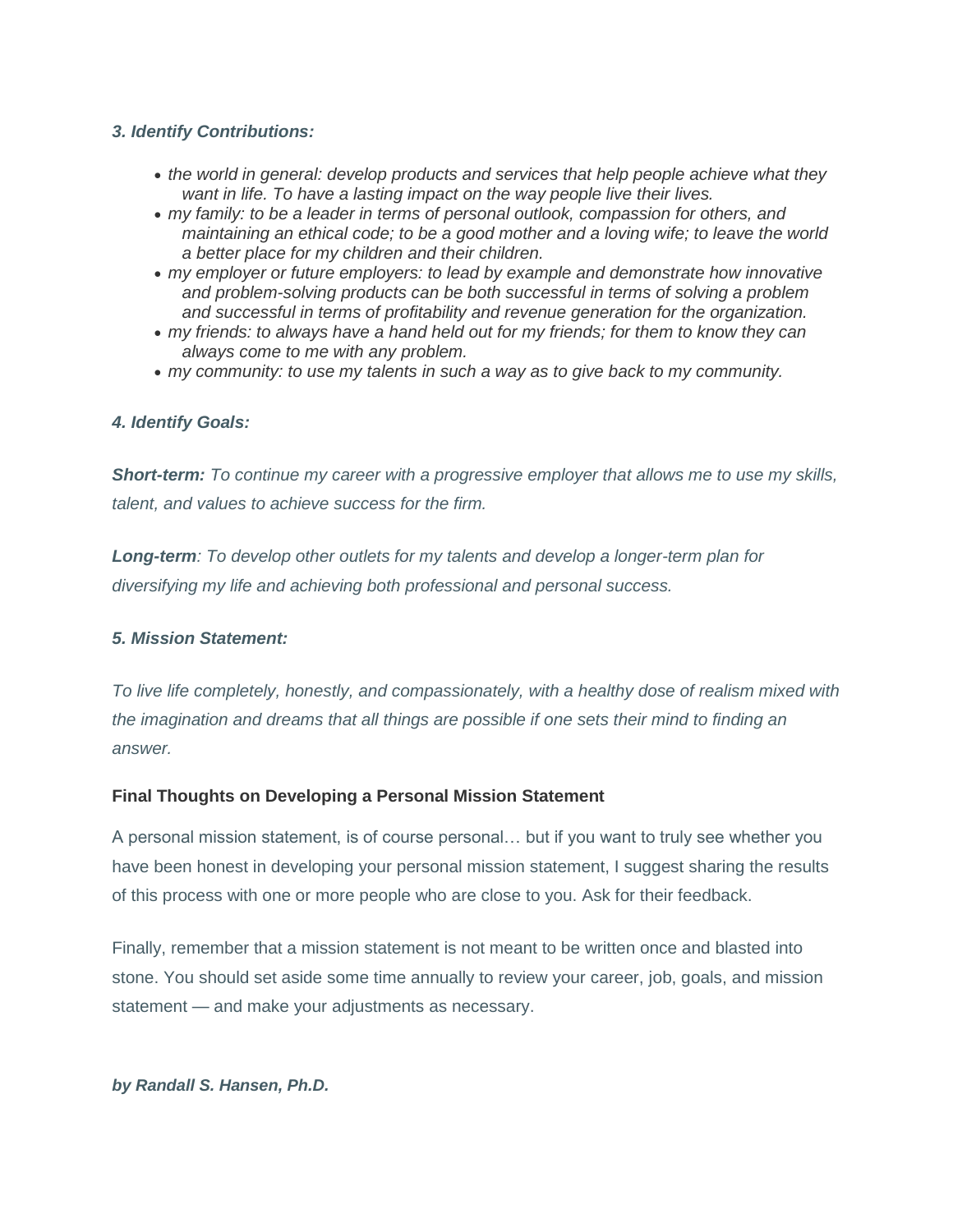***3. Identify Contributions:***

- *the world in general: develop products and services that help people achieve what they want in life. To have a lasting impact on the way people live their lives.*
- *my family: to be a leader in terms of personal outlook, compassion for others, and maintaining an ethical code; to be a good mother and a loving wife; to leave the world a better place for my children and their children.*
- *my employer or future employers: to lead by example and demonstrate how innovative and problem-solving products can be both successful in terms of solving a problem and successful in terms of profitability and revenue generation for the organization.*
- *my friends: to always have a hand held out for my friends; for them to know they can always come to me with any problem.*
- *my community: to use my talents in such a way as to give back to my community.*

***4. Identify Goals:***

***Short-term:*** *To continue my career with a progressive employer that allows me to use my skills, talent, and values to achieve success for the firm.*

***Long-term****: To develop other outlets for my talents and develop a longer-term plan for diversifying my life and achieving both professional and personal success.*

***5. Mission Statement:***

*To live life completely, honestly, and compassionately, with a healthy dose of realism mixed with the imagination and dreams that all things are possible if one sets their mind to finding an answer.*

**Final Thoughts on Developing a Personal Mission Statement**

A personal mission statement, is of course personal… but if you want to truly see whether you have been honest in developing your personal mission statement, I suggest sharing the results of this process with one or more people who are close to you. Ask for their feedback.

Finally, remember that a mission statement is not meant to be written once and blasted into stone. You should set aside some time annually to review your career, job, goals, and mission statement — and make your adjustments as necessary.

***by Randall S. Hansen, Ph.D.***